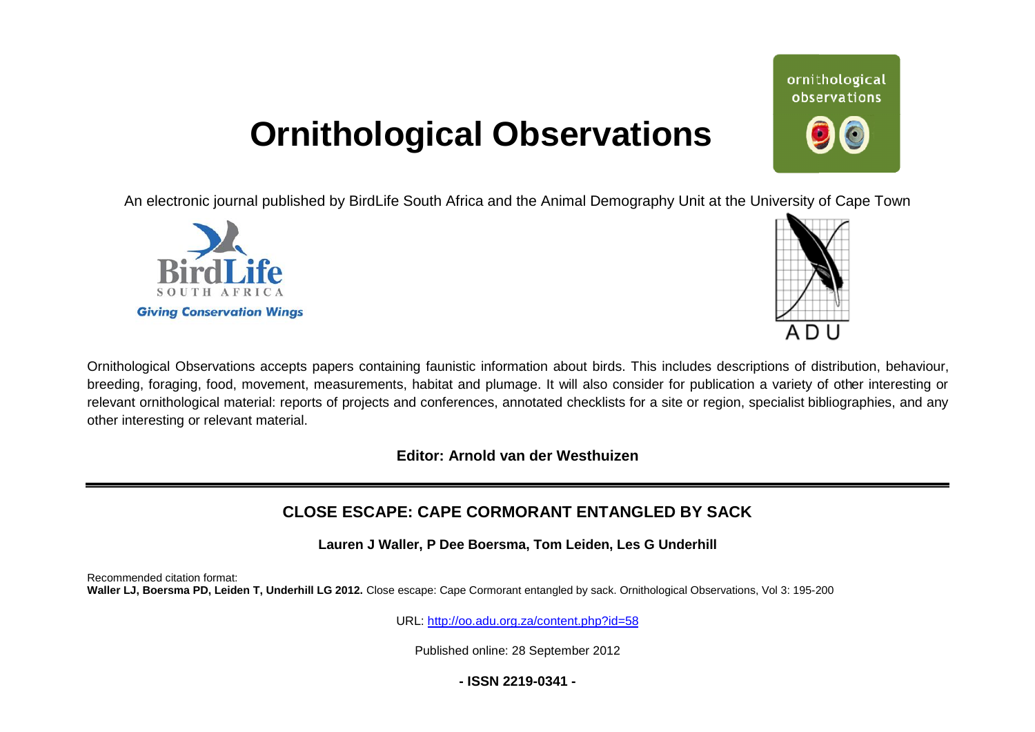# Ornithological Observations

An electronic journal published by BirdLife South Africa and the Animal Demography Unit at the University of Cape Town

Ornithological Observations accepts papers containing faunistic information about birds. This includes descriptions of distribution, behaviour, breeding, foraging, food, movement, measurements, habitat and plumage. It will also consider for publication a variety of other interesting or relevant ornithological material: reports of projects and conferences, annotated checklists for a site or region, specialist bibliographies, and any other interesting or relevant material.

**Editor: Arnold van der Westhuizen**

## CLOSE ESCAPE: CAPE CORMORANT ENTANGLED BY SACK

**Lauren J Waller, P Dee Boersma, Tom Leiden, Les G Underhill**

Recommended citation format:
**Waller LJ, Boersma PD, Leiden T, Underhill LG 2012.** Close escape: Cape Cormorant entangled by sack. Ornithological Observations, Vol 3: 195-200

URL: http://oo.adu.org.za/content.php?id=58

Published online: 28 September 2012

**- ISSN 2219-0341 -**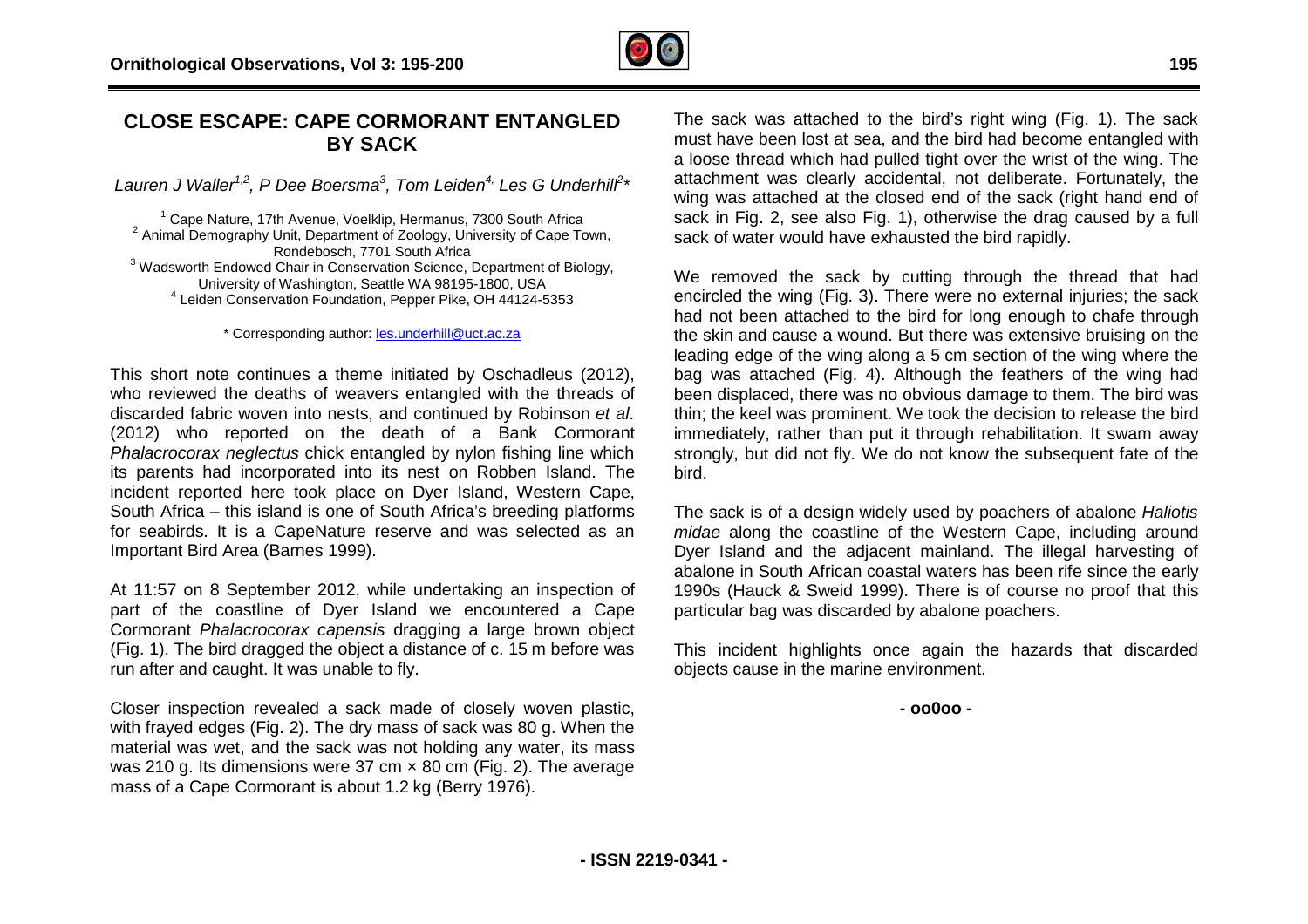# CLOSE ESCAPE: CAPE CORMORANT ENTANGLED BY SACK

*Lauren J Waller[1,2], P Dee Boersma[3], Tom Leiden[4], Les G Underhill[2]**

[1] Cape Nature, 17th Avenue, Voelklip, Hermanus, 7300 South Africa
[2] Animal Demography Unit, Department of Zoology, University of Cape Town, Rondebosch, 7701 South Africa
[3] Wadsworth Endowed Chair in Conservation Science, Department of Biology, University of Washington, Seattle WA 98195-1800, USA
[4] Leiden Conservation Foundation, Pepper Pike, OH 44124-5353

\* Corresponding author: les.underhill@uct.ac.za

This short note continues a theme initiated by Oschadleus (2012), who reviewed the deaths of weavers entangled with the threads of discarded fabric woven into nests, and continued by Robinson *et al*. (2012) who reported on the death of a Bank Cormorant *Phalacrocorax neglectus* chick entangled by nylon fishing line which its parents had incorporated into its nest on Robben Island. The incident reported here took place on Dyer Island, Western Cape, South Africa – this island is one of South Africa's breeding platforms for seabirds. It is a CapeNature reserve and was selected as an Important Bird Area (Barnes 1999).

At 11:57 on 8 September 2012, while undertaking an inspection of part of the coastline of Dyer Island we encountered a Cape Cormorant *Phalacrocorax capensis* dragging a large brown object (Fig. 1). The bird dragged the object a distance of c. 15 m before was run after and caught. It was unable to fly.

Closer inspection revealed a sack made of closely woven plastic, with frayed edges (Fig. 2). The dry mass of sack was 80 g. When the material was wet, and the sack was not holding any water, its mass was 210 g. Its dimensions were 37 cm × 80 cm (Fig. 2). The average mass of a Cape Cormorant is about 1.2 kg (Berry 1976).

The sack was attached to the bird's right wing (Fig. 1). The sack must have been lost at sea, and the bird had become entangled with a loose thread which had pulled tight over the wrist of the wing. The attachment was clearly accidental, not deliberate. Fortunately, the wing was attached at the closed end of the sack (right hand end of sack in Fig. 2, see also Fig. 1), otherwise the drag caused by a full sack of water would have exhausted the bird rapidly.

We removed the sack by cutting through the thread that had encircled the wing (Fig. 3). There were no external injuries; the sack had not been attached to the bird for long enough to chafe through the skin and cause a wound. But there was extensive bruising on the leading edge of the wing along a 5 cm section of the wing where the bag was attached (Fig. 4). Although the feathers of the wing had been displaced, there was no obvious damage to them. The bird was thin; the keel was prominent. We took the decision to release the bird immediately, rather than put it through rehabilitation. It swam away strongly, but did not fly. We do not know the subsequent fate of the bird.

The sack is of a design widely used by poachers of abalone *Haliotis midae* along the coastline of the Western Cape, including around Dyer Island and the adjacent mainland. The illegal harvesting of abalone in South African coastal waters has been rife since the early 1990s (Hauck & Sweid 1999). There is of course no proof that this particular bag was discarded by abalone poachers.

This incident highlights once again the hazards that discarded objects cause in the marine environment.

**- oo0oo -**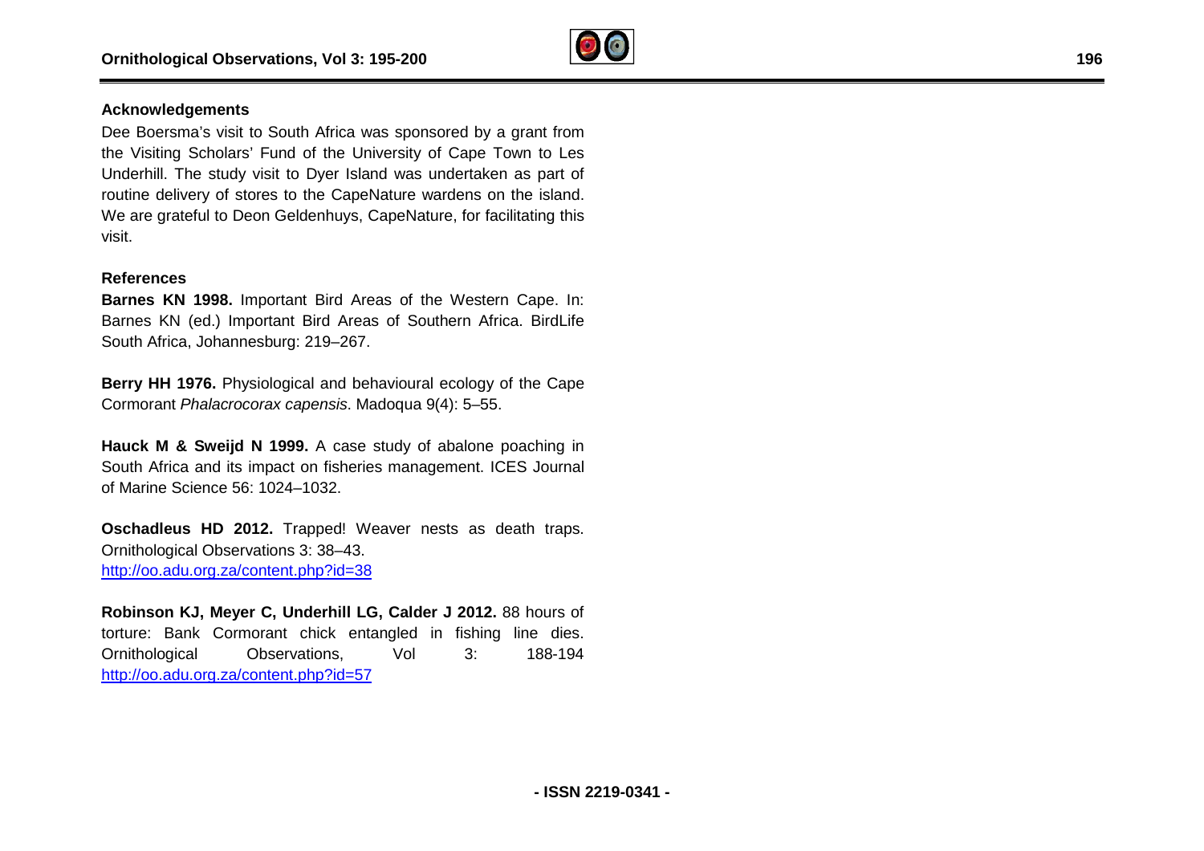## Acknowledgements

Dee Boersma's visit to South Africa was sponsored by a grant from the Visiting Scholars' Fund of the University of Cape Town to Les Underhill. The study visit to Dyer Island was undertaken as part of routine delivery of stores to the CapeNature wardens on the island. We are grateful to Deon Geldenhuys, CapeNature, for facilitating this visit.

## References

**Barnes KN 1998.** Important Bird Areas of the Western Cape. In: Barnes KN (ed.) Important Bird Areas of Southern Africa. BirdLife South Africa, Johannesburg: 219–267.

**Berry HH 1976.** Physiological and behavioural ecology of the Cape Cormorant *Phalacrocorax capensis*. Madoqua 9(4): 5–55.

**Hauck M & Sweijd N 1999.** A case study of abalone poaching in South Africa and its impact on fisheries management. ICES Journal of Marine Science 56: 1024–1032.

**Oschadleus HD 2012.** Trapped! Weaver nests as death traps. Ornithological Observations 3: 38–43. http://oo.adu.org.za/content.php?id=38

**Robinson KJ, Meyer C, Underhill LG, Calder J 2012.** 88 hours of torture: Bank Cormorant chick entangled in fishing line dies. Ornithological Observations, Vol 3: 188-194 http://oo.adu.org.za/content.php?id=57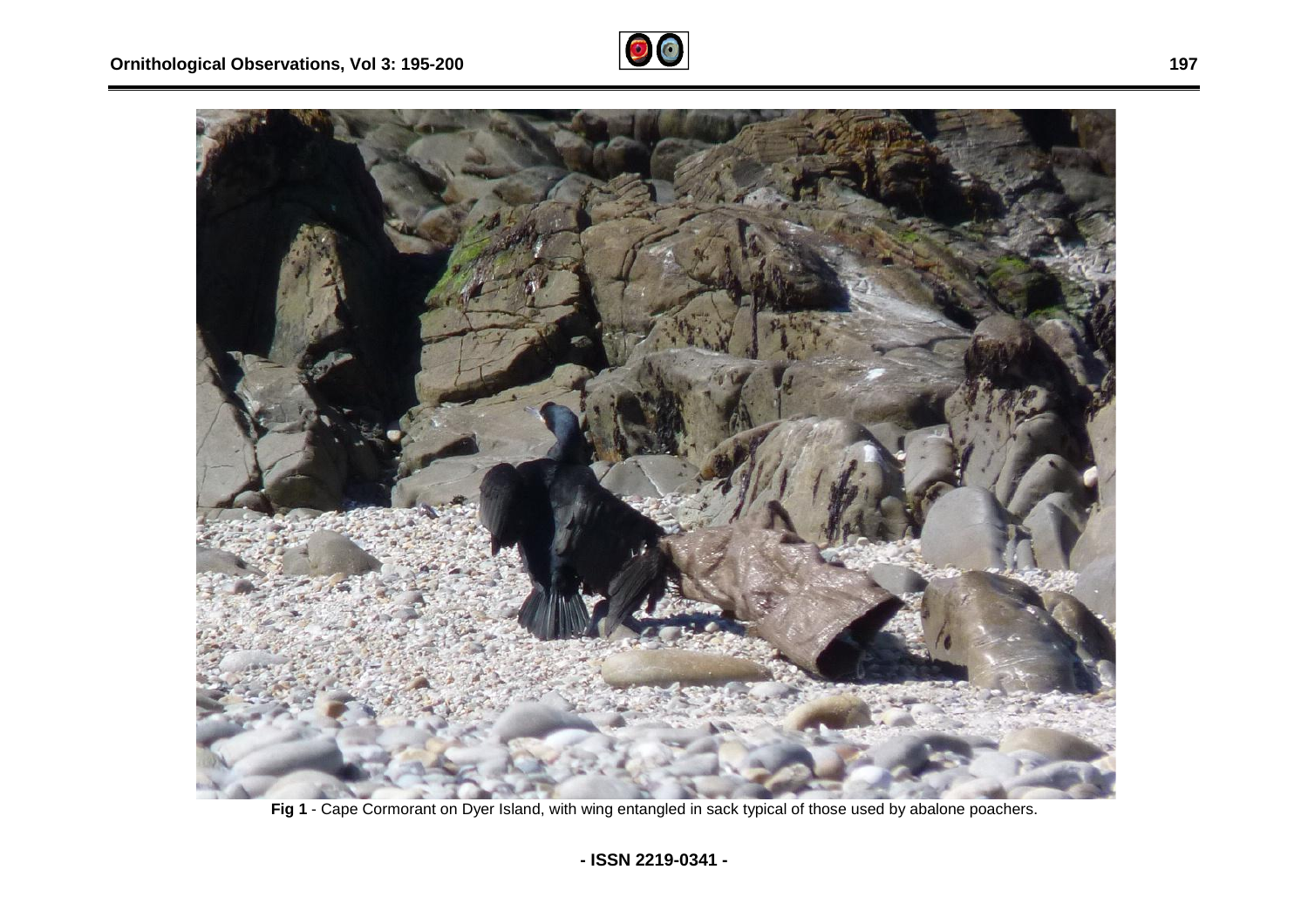**Fig 1** - Cape Cormorant on Dyer Island, with wing entangled in sack typical of those used by abalone poachers.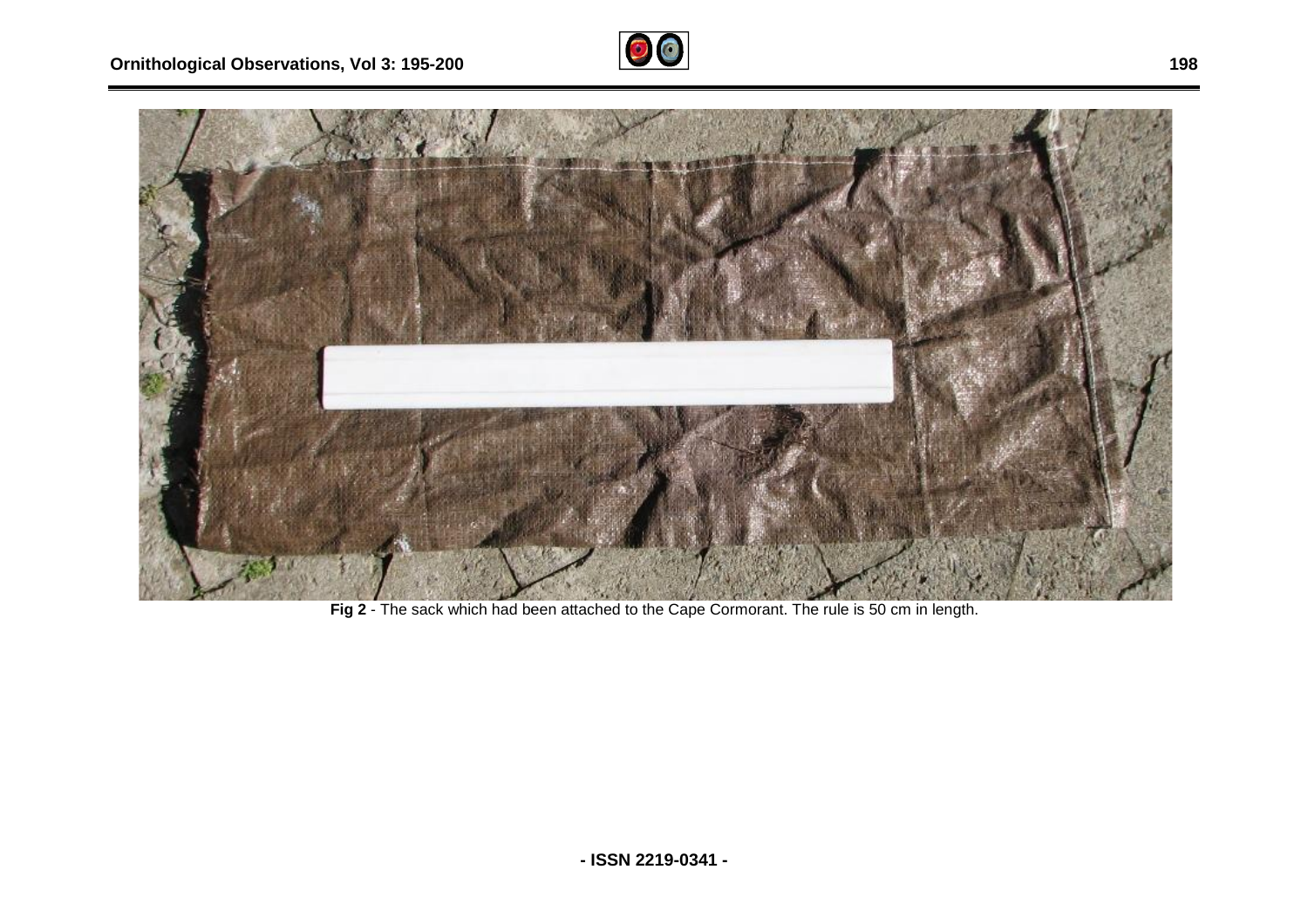**Fig 2** - The sack which had been attached to the Cape Cormorant. The rule is 50 cm in length.

- ISSN 2219-0341 -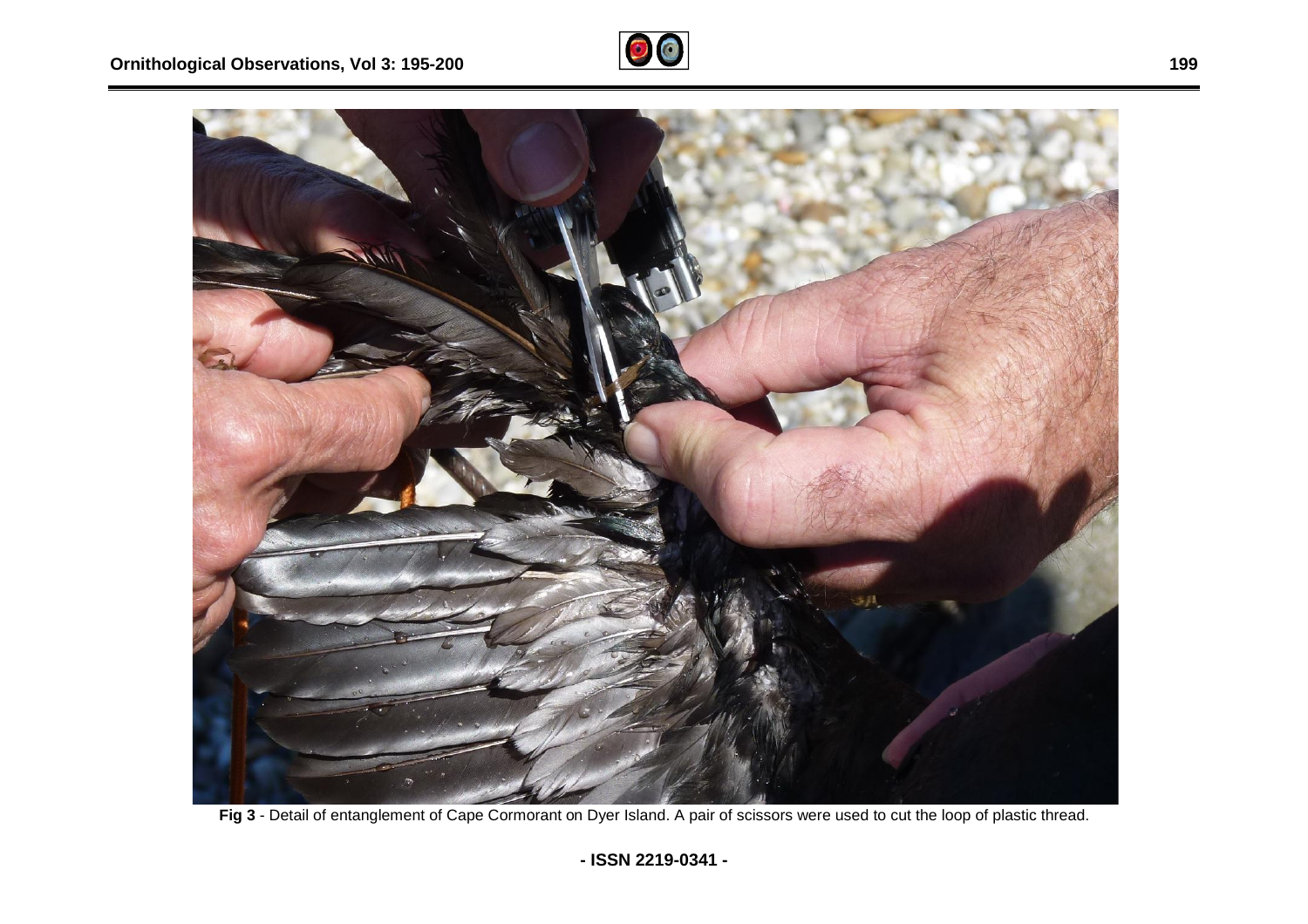**Fig 3** - Detail of entanglement of Cape Cormorant on Dyer Island. A pair of scissors were used to cut the loop of plastic thread.

**- ISSN 2219-0341 -**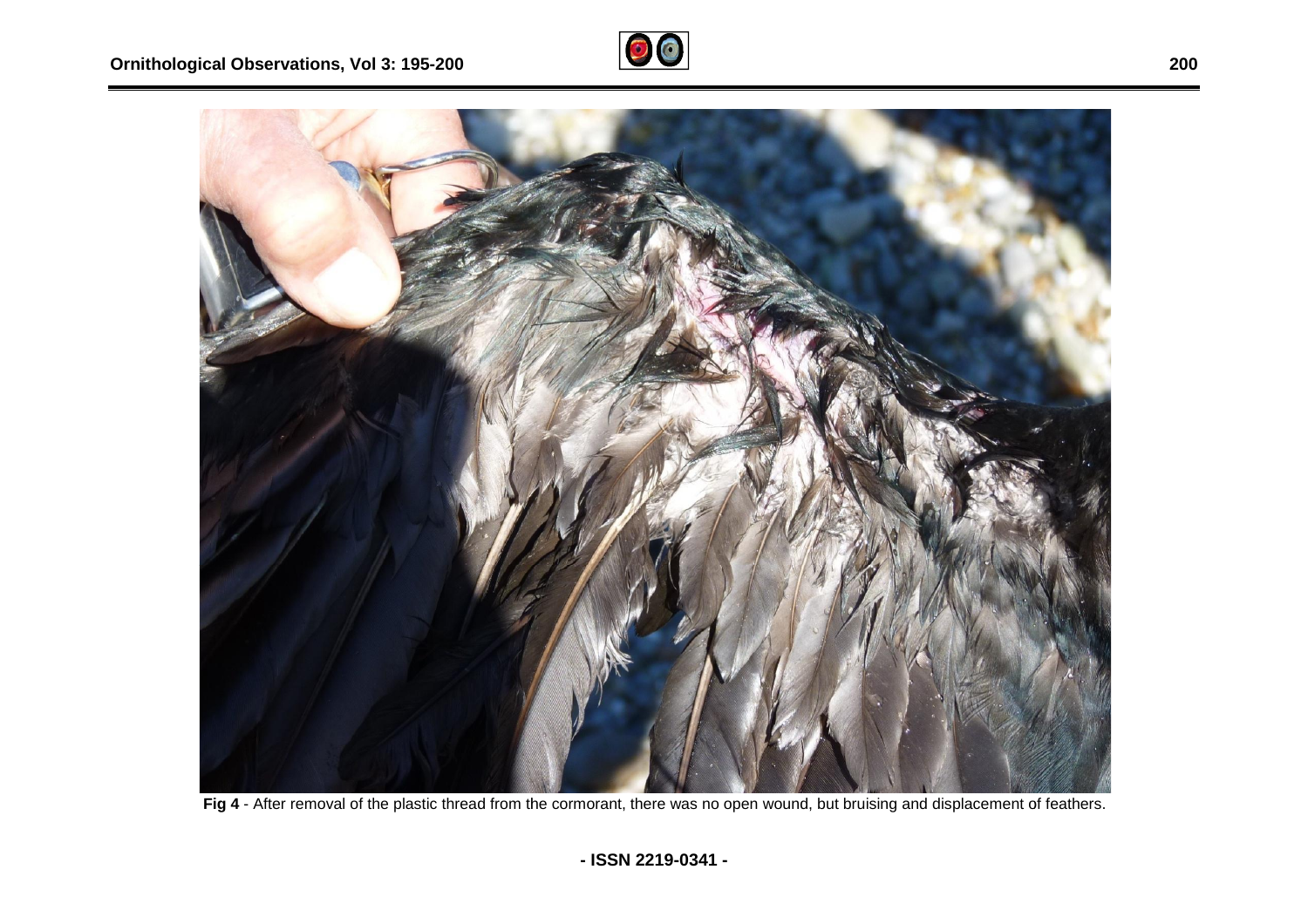**Fig 4** - After removal of the plastic thread from the cormorant, there was no open wound, but bruising and displacement of feathers.

**- ISSN 2219-0341 -**